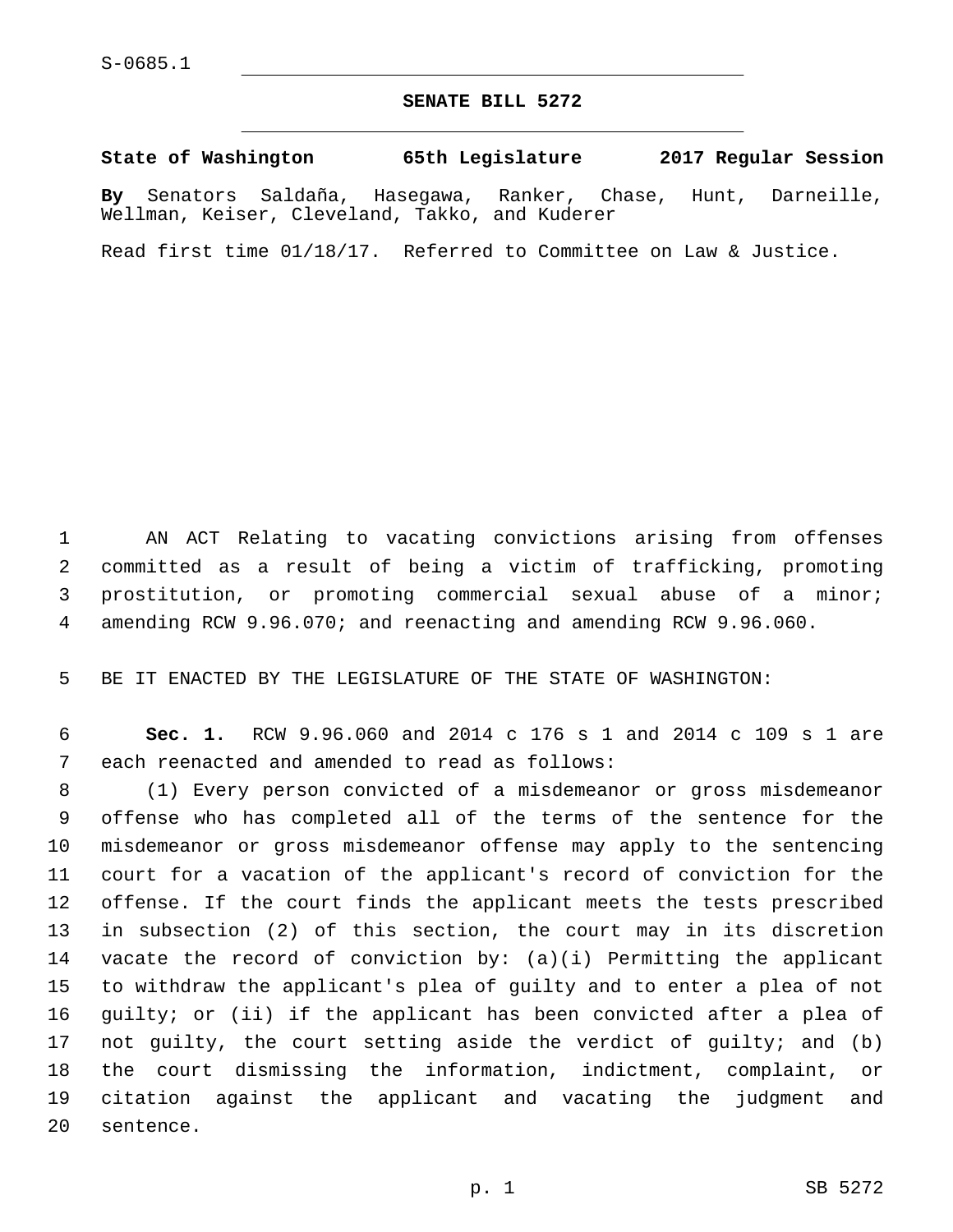S-0685.1

# SENATE BILL 5272

**State of Washington 65th Legislature 2017 Regular Session**

**By** Senators Saldaña, Hasegawa, Ranker, Chase, Hunt, Darneille, Wellman, Keiser, Cleveland, Takko, and Kuderer

Read first time 01/18/17. Referred to Committee on Law & Justice.

AN ACT Relating to vacating convictions arising from offenses committed as a result of being a victim of trafficking, promoting prostitution, or promoting commercial sexual abuse of a minor; amending RCW 9.96.070; and reenacting and amending RCW 9.96.060.

BE IT ENACTED BY THE LEGISLATURE OF THE STATE OF WASHINGTON:

**Sec. 1.** RCW 9.96.060 and 2014 c 176 s 1 and 2014 c 109 s 1 are each reenacted and amended to read as follows:

(1) Every person convicted of a misdemeanor or gross misdemeanor offense who has completed all of the terms of the sentence for the misdemeanor or gross misdemeanor offense may apply to the sentencing court for a vacation of the applicant's record of conviction for the offense. If the court finds the applicant meets the tests prescribed in subsection (2) of this section, the court may in its discretion vacate the record of conviction by: (a)(i) Permitting the applicant to withdraw the applicant's plea of guilty and to enter a plea of not guilty; or (ii) if the applicant has been convicted after a plea of not guilty, the court setting aside the verdict of guilty; and (b) the court dismissing the information, indictment, complaint, or citation against the applicant and vacating the judgment and sentence.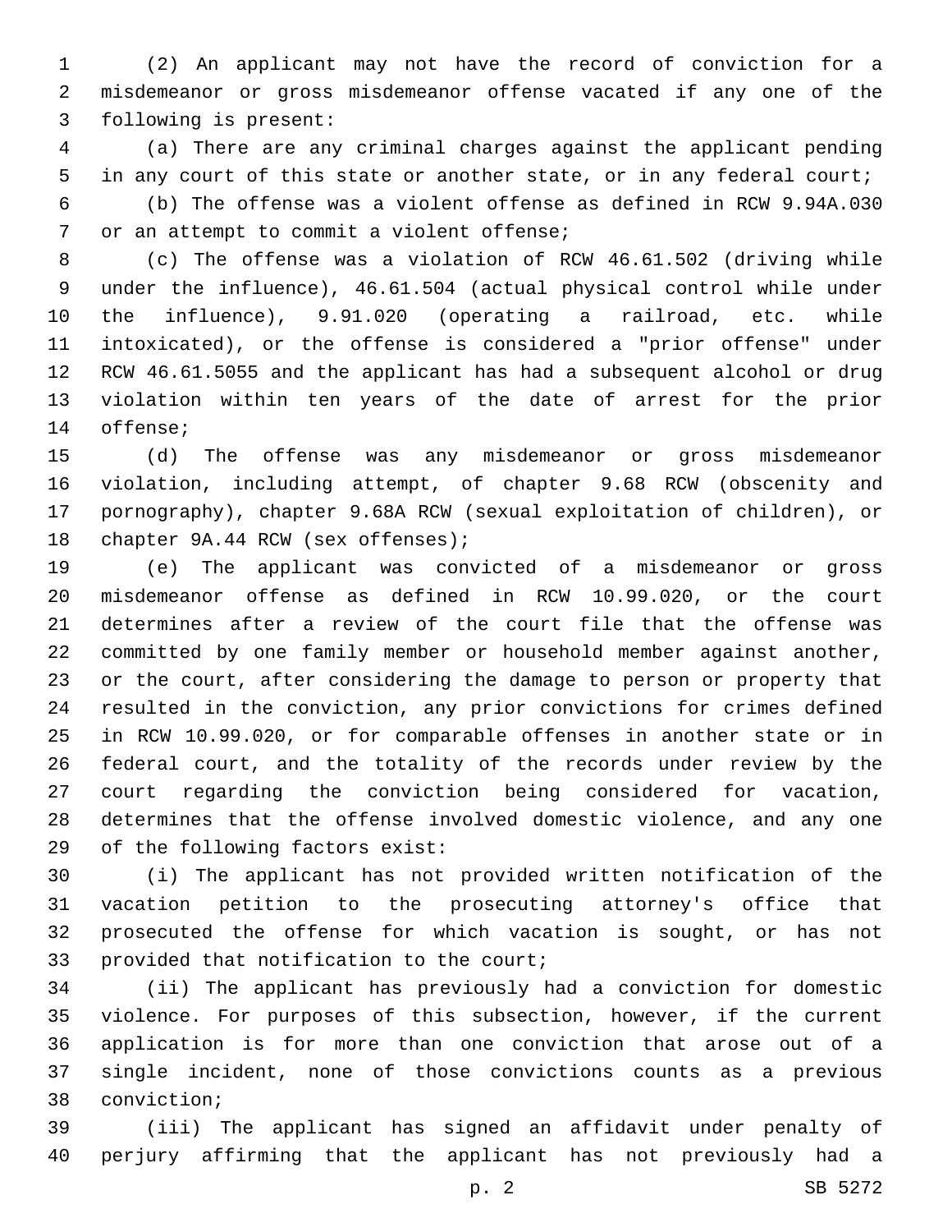(2) An applicant may not have the record of conviction for a misdemeanor or gross misdemeanor offense vacated if any one of the following is present:

(a) There are any criminal charges against the applicant pending in any court of this state or another state, or in any federal court;

(b) The offense was a violent offense as defined in RCW 9.94A.030 or an attempt to commit a violent offense;

(c) The offense was a violation of RCW 46.61.502 (driving while under the influence), 46.61.504 (actual physical control while under the influence), 9.91.020 (operating a railroad, etc. while intoxicated), or the offense is considered a "prior offense" under RCW 46.61.5055 and the applicant has had a subsequent alcohol or drug violation within ten years of the date of arrest for the prior offense;

(d) The offense was any misdemeanor or gross misdemeanor violation, including attempt, of chapter 9.68 RCW (obscenity and pornography), chapter 9.68A RCW (sexual exploitation of children), or chapter 9A.44 RCW (sex offenses);

(e) The applicant was convicted of a misdemeanor or gross misdemeanor offense as defined in RCW 10.99.020, or the court determines after a review of the court file that the offense was committed by one family member or household member against another, or the court, after considering the damage to person or property that resulted in the conviction, any prior convictions for crimes defined in RCW 10.99.020, or for comparable offenses in another state or in federal court, and the totality of the records under review by the court regarding the conviction being considered for vacation, determines that the offense involved domestic violence, and any one of the following factors exist:

(i) The applicant has not provided written notification of the vacation petition to the prosecuting attorney's office that prosecuted the offense for which vacation is sought, or has not provided that notification to the court;

(ii) The applicant has previously had a conviction for domestic violence. For purposes of this subsection, however, if the current application is for more than one conviction that arose out of a single incident, none of those convictions counts as a previous conviction;

(iii) The applicant has signed an affidavit under penalty of perjury affirming that the applicant has not previously had a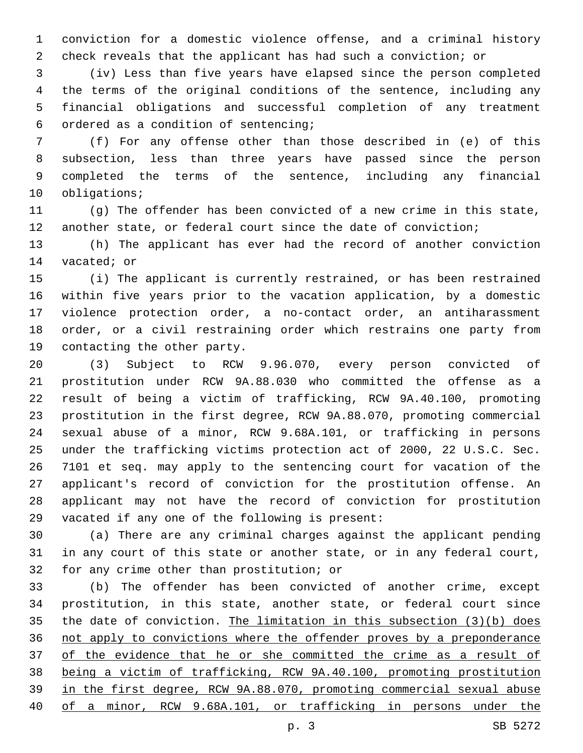conviction for a domestic violence offense, and a criminal history check reveals that the applicant has had such a conviction; or

(iv) Less than five years have elapsed since the person completed the terms of the original conditions of the sentence, including any financial obligations and successful completion of any treatment ordered as a condition of sentencing;

(f) For any offense other than those described in (e) of this subsection, less than three years have passed since the person completed the terms of the sentence, including any financial obligations;

(g) The offender has been convicted of a new crime in this state, another state, or federal court since the date of conviction;

(h) The applicant has ever had the record of another conviction vacated; or

(i) The applicant is currently restrained, or has been restrained within five years prior to the vacation application, by a domestic violence protection order, a no-contact order, an antiharassment order, or a civil restraining order which restrains one party from contacting the other party.

(3) Subject to RCW 9.96.070, every person convicted of prostitution under RCW 9A.88.030 who committed the offense as a result of being a victim of trafficking, RCW 9A.40.100, promoting prostitution in the first degree, RCW 9A.88.070, promoting commercial sexual abuse of a minor, RCW 9.68A.101, or trafficking in persons under the trafficking victims protection act of 2000, 22 U.S.C. Sec. 7101 et seq. may apply to the sentencing court for vacation of the applicant's record of conviction for the prostitution offense. An applicant may not have the record of conviction for prostitution vacated if any one of the following is present:

(a) There are any criminal charges against the applicant pending in any court of this state or another state, or in any federal court, for any crime other than prostitution; or

(b) The offender has been convicted of another crime, except prostitution, in this state, another state, or federal court since the date of conviction. <u>The limitation in this subsection (3)(b) does not apply to convictions where the offender proves by a preponderance of the evidence that he or she committed the crime as a result of being a victim of trafficking, RCW 9A.40.100, promoting prostitution in the first degree, RCW 9A.88.070, promoting commercial sexual abuse of a minor, RCW 9.68A.101, or trafficking in persons under the</u>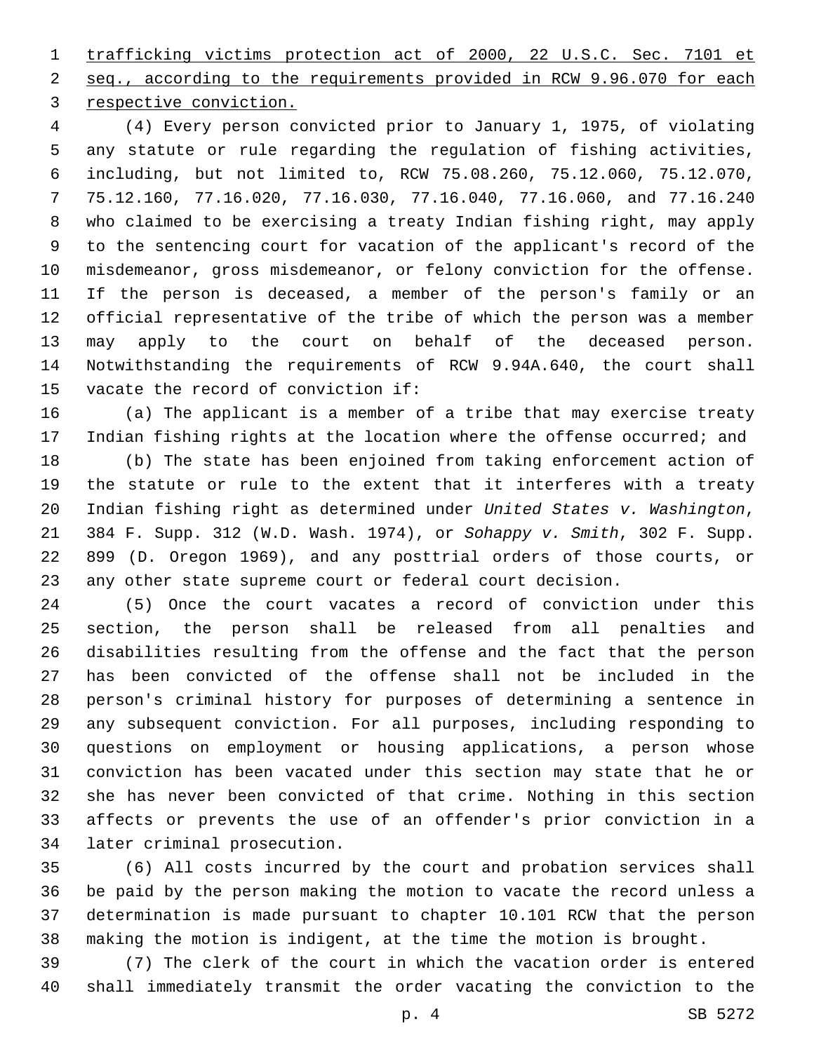trafficking victims protection act of 2000, 22 U.S.C. Sec. 7101 et seq., according to the requirements provided in RCW 9.96.070 for each respective conviction.

(4) Every person convicted prior to January 1, 1975, of violating any statute or rule regarding the regulation of fishing activities, including, but not limited to, RCW 75.08.260, 75.12.060, 75.12.070, 75.12.160, 77.16.020, 77.16.030, 77.16.040, 77.16.060, and 77.16.240 who claimed to be exercising a treaty Indian fishing right, may apply to the sentencing court for vacation of the applicant's record of the misdemeanor, gross misdemeanor, or felony conviction for the offense. If the person is deceased, a member of the person's family or an official representative of the tribe of which the person was a member may apply to the court on behalf of the deceased person. Notwithstanding the requirements of RCW 9.94A.640, the court shall vacate the record of conviction if:

(a) The applicant is a member of a tribe that may exercise treaty Indian fishing rights at the location where the offense occurred; and

(b) The state has been enjoined from taking enforcement action of the statute or rule to the extent that it interferes with a treaty Indian fishing right as determined under *United States v. Washington*, 384 F. Supp. 312 (W.D. Wash. 1974), or *Sohappy v. Smith*, 302 F. Supp. 899 (D. Oregon 1969), and any posttrial orders of those courts, or any other state supreme court or federal court decision.

(5) Once the court vacates a record of conviction under this section, the person shall be released from all penalties and disabilities resulting from the offense and the fact that the person has been convicted of the offense shall not be included in the person's criminal history for purposes of determining a sentence in any subsequent conviction. For all purposes, including responding to questions on employment or housing applications, a person whose conviction has been vacated under this section may state that he or she has never been convicted of that crime. Nothing in this section affects or prevents the use of an offender's prior conviction in a later criminal prosecution.

(6) All costs incurred by the court and probation services shall be paid by the person making the motion to vacate the record unless a determination is made pursuant to chapter 10.101 RCW that the person making the motion is indigent, at the time the motion is brought.

(7) The clerk of the court in which the vacation order is entered shall immediately transmit the order vacating the conviction to the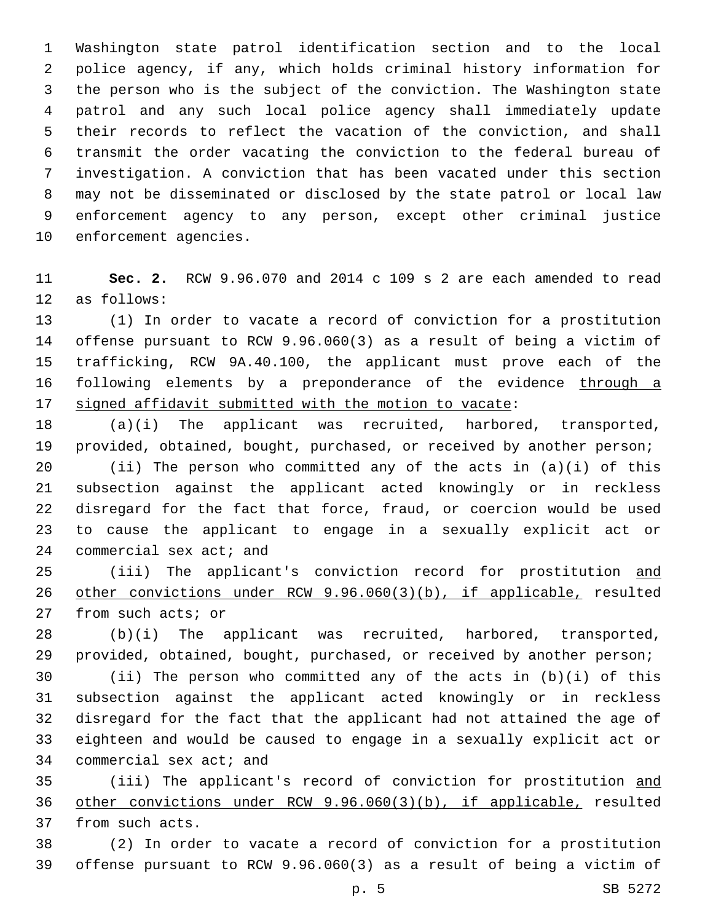Washington state patrol identification section and to the local police agency, if any, which holds criminal history information for the person who is the subject of the conviction. The Washington state patrol and any such local police agency shall immediately update their records to reflect the vacation of the conviction, and shall transmit the order vacating the conviction to the federal bureau of investigation. A conviction that has been vacated under this section may not be disseminated or disclosed by the state patrol or local law enforcement agency to any person, except other criminal justice enforcement agencies.

**Sec. 2.** RCW 9.96.070 and 2014 c 109 s 2 are each amended to read as follows:

(1) In order to vacate a record of conviction for a prostitution offense pursuant to RCW 9.96.060(3) as a result of being a victim of trafficking, RCW 9A.40.100, the applicant must prove each of the following elements by a preponderance of the evidence <u>through a signed affidavit submitted with the motion to vacate</u>:

(a)(i) The applicant was recruited, harbored, transported, provided, obtained, bought, purchased, or received by another person;

(ii) The person who committed any of the acts in (a)(i) of this subsection against the applicant acted knowingly or in reckless disregard for the fact that force, fraud, or coercion would be used to cause the applicant to engage in a sexually explicit act or commercial sex act; and

(iii) The applicant's conviction record for prostitution <u>and other convictions under RCW 9.96.060(3)(b), if applicable,</u> resulted from such acts; or

(b)(i) The applicant was recruited, harbored, transported, provided, obtained, bought, purchased, or received by another person;

(ii) The person who committed any of the acts in (b)(i) of this subsection against the applicant acted knowingly or in reckless disregard for the fact that the applicant had not attained the age of eighteen and would be caused to engage in a sexually explicit act or commercial sex act; and

(iii) The applicant's record of conviction for prostitution <u>and other convictions under RCW 9.96.060(3)(b), if applicable,</u> resulted from such acts.

(2) In order to vacate a record of conviction for a prostitution offense pursuant to RCW 9.96.060(3) as a result of being a victim of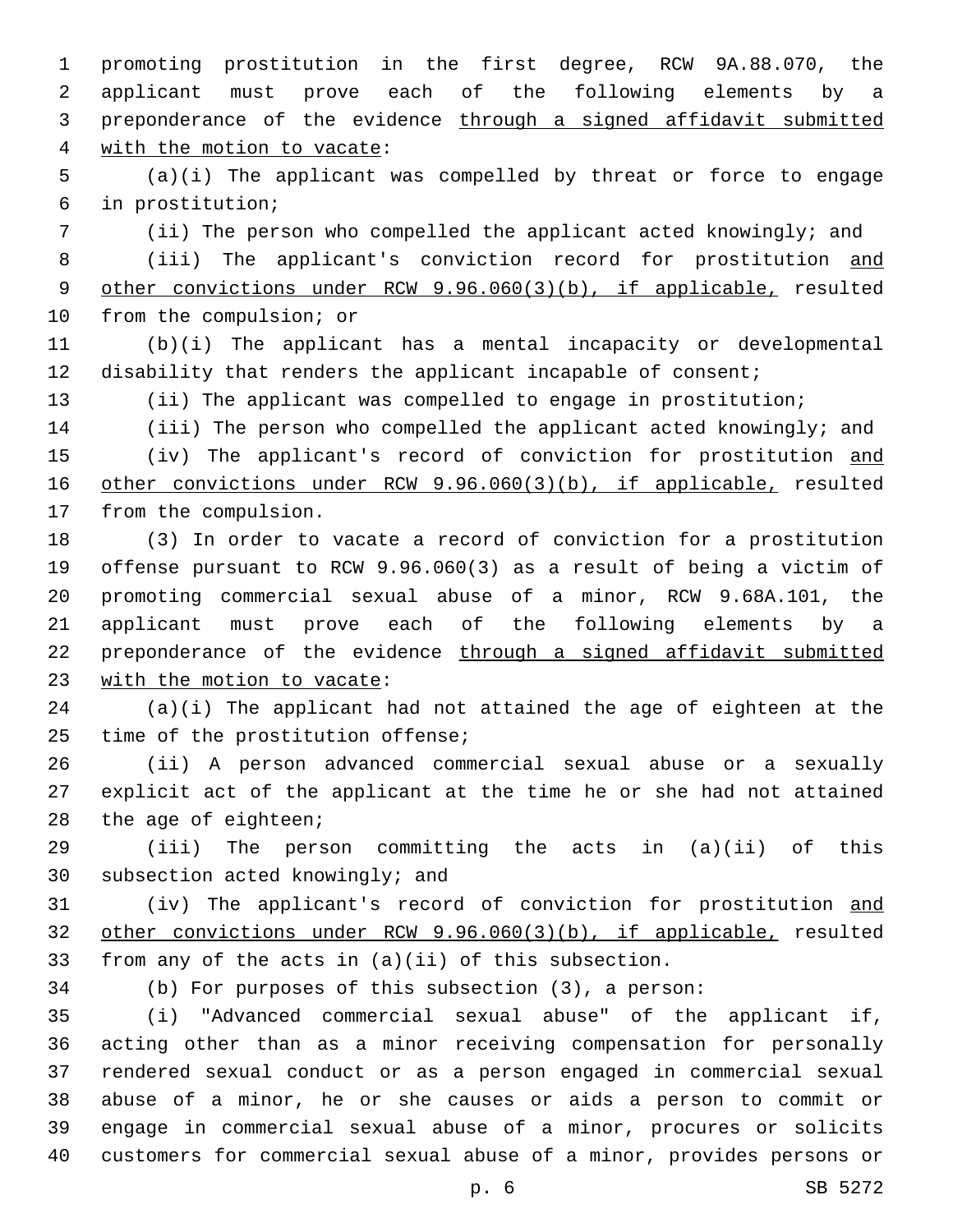promoting prostitution in the first degree, RCW 9A.88.070, the applicant must prove each of the following elements by a preponderance of the evidence <u>through a signed affidavit submitted with the motion to vacate</u>:

(a)(i) The applicant was compelled by threat or force to engage in prostitution;

(ii) The person who compelled the applicant acted knowingly; and

(iii) The applicant's conviction record for prostitution <u>and other convictions under RCW 9.96.060(3)(b), if applicable,</u> resulted from the compulsion; or

(b)(i) The applicant has a mental incapacity or developmental disability that renders the applicant incapable of consent;

(ii) The applicant was compelled to engage in prostitution;

(iii) The person who compelled the applicant acted knowingly; and

(iv) The applicant's record of conviction for prostitution <u>and other convictions under RCW 9.96.060(3)(b), if applicable,</u> resulted from the compulsion.

(3) In order to vacate a record of conviction for a prostitution offense pursuant to RCW 9.96.060(3) as a result of being a victim of promoting commercial sexual abuse of a minor, RCW 9.68A.101, the applicant must prove each of the following elements by a preponderance of the evidence <u>through a signed affidavit submitted with the motion to vacate</u>:

(a)(i) The applicant had not attained the age of eighteen at the time of the prostitution offense;

(ii) A person advanced commercial sexual abuse or a sexually explicit act of the applicant at the time he or she had not attained the age of eighteen;

(iii) The person committing the acts in (a)(ii) of this subsection acted knowingly; and

(iv) The applicant's record of conviction for prostitution <u>and other convictions under RCW 9.96.060(3)(b), if applicable,</u> resulted from any of the acts in (a)(ii) of this subsection.

(b) For purposes of this subsection (3), a person:

(i) "Advanced commercial sexual abuse" of the applicant if, acting other than as a minor receiving compensation for personally rendered sexual conduct or as a person engaged in commercial sexual abuse of a minor, he or she causes or aids a person to commit or engage in commercial sexual abuse of a minor, procures or solicits customers for commercial sexual abuse of a minor, provides persons or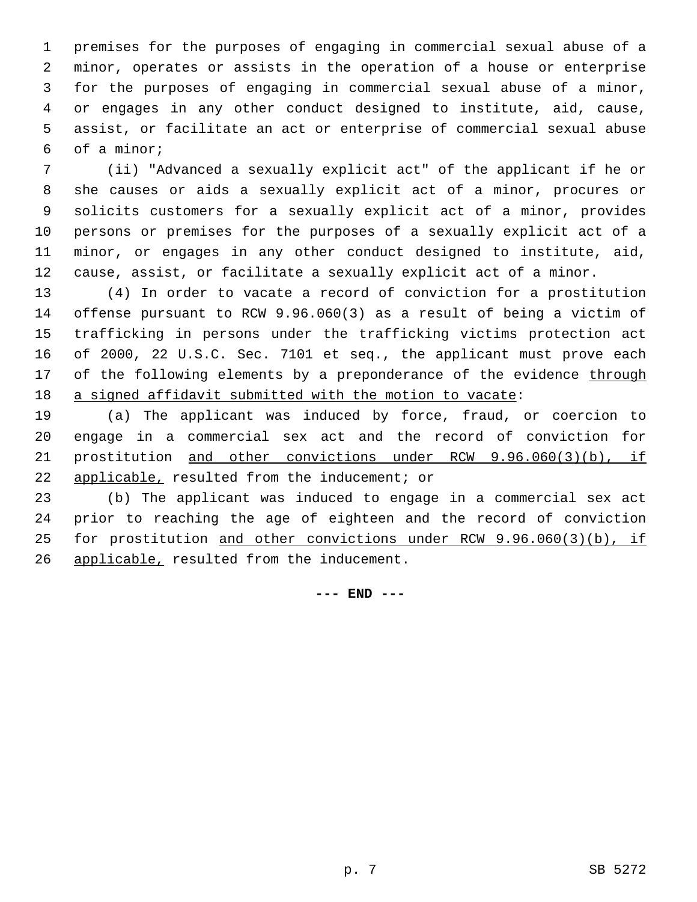premises for the purposes of engaging in commercial sexual abuse of a minor, operates or assists in the operation of a house or enterprise for the purposes of engaging in commercial sexual abuse of a minor, or engages in any other conduct designed to institute, aid, cause, assist, or facilitate an act or enterprise of commercial sexual abuse of a minor;

(ii) "Advanced a sexually explicit act" of the applicant if he or she causes or aids a sexually explicit act of a minor, procures or solicits customers for a sexually explicit act of a minor, provides persons or premises for the purposes of a sexually explicit act of a minor, or engages in any other conduct designed to institute, aid, cause, assist, or facilitate a sexually explicit act of a minor.

(4) In order to vacate a record of conviction for a prostitution offense pursuant to RCW 9.96.060(3) as a result of being a victim of trafficking in persons under the trafficking victims protection act of 2000, 22 U.S.C. Sec. 7101 et seq., the applicant must prove each of the following elements by a preponderance of the evidence <u>through a signed affidavit submitted with the motion to vacate</u>:

(a) The applicant was induced by force, fraud, or coercion to engage in a commercial sex act and the record of conviction for prostitution <u>and other convictions under RCW 9.96.060(3)(b), if applicable,</u> resulted from the inducement; or

(b) The applicant was induced to engage in a commercial sex act prior to reaching the age of eighteen and the record of conviction for prostitution <u>and other convictions under RCW 9.96.060(3)(b), if applicable,</u> resulted from the inducement.

**--- END ---**